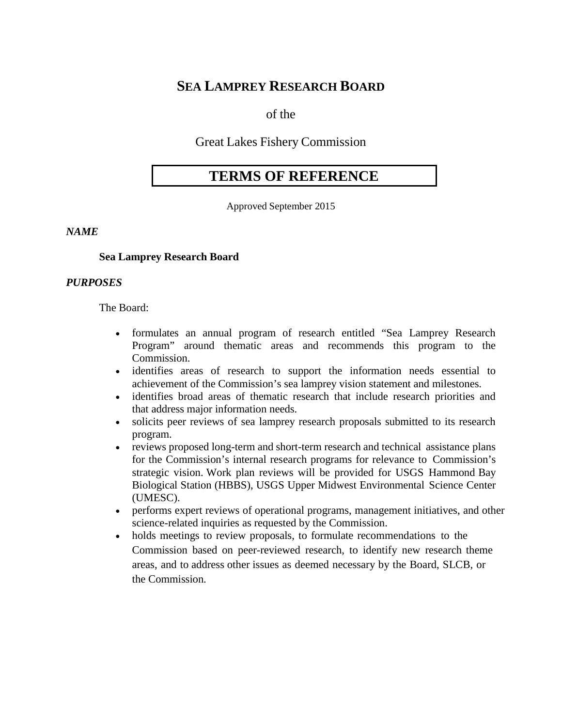# SEA LAMPREY RESEARCH BOARD

of the

Great Lakes Fishery Commission

## TERMS OF REFERENCE

Approved September 2015

***NAME***

**Sea Lamprey Research Board**

***PURPOSES***

The Board:

- formulates an annual program of research entitled "Sea Lamprey Research Program" around thematic areas and recommends this program to the Commission.
- identifies areas of research to support the information needs essential to achievement of the Commission's sea lamprey vision statement and milestones.
- identifies broad areas of thematic research that include research priorities and that address major information needs.
- solicits peer reviews of sea lamprey research proposals submitted to its research program.
- reviews proposed long-term and short-term research and technical assistance plans for the Commission's internal research programs for relevance to Commission's strategic vision. Work plan reviews will be provided for USGS Hammond Bay Biological Station (HBBS), USGS Upper Midwest Environmental Science Center (UMESC).
- performs expert reviews of operational programs, management initiatives, and other science-related inquiries as requested by the Commission.
- holds meetings to review proposals, to formulate recommendations to the Commission based on peer-reviewed research, to identify new research theme areas, and to address other issues as deemed necessary by the Board, SLCB, or the Commission.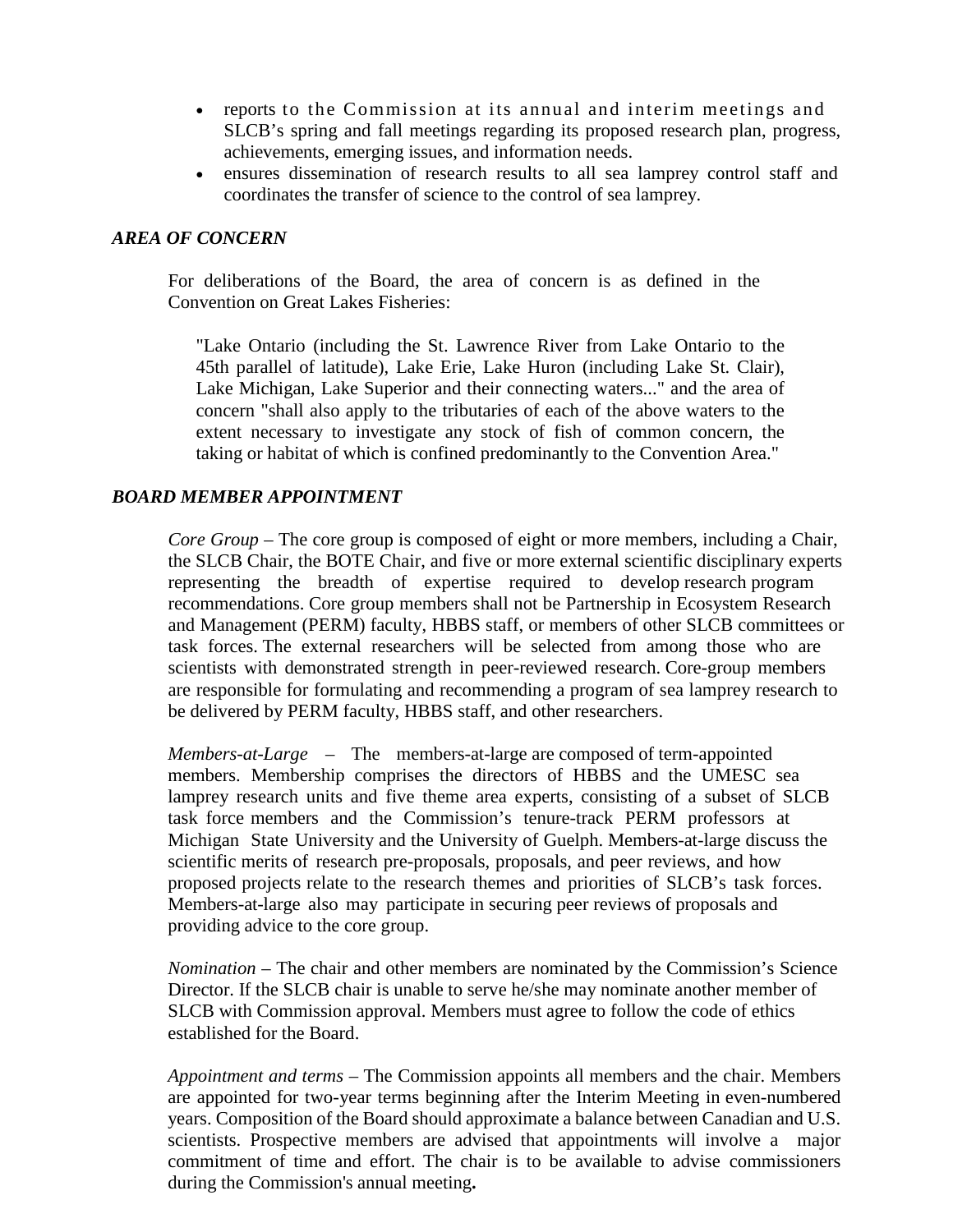- reports to the Commission at its annual and interim meetings and SLCB's spring and fall meetings regarding its proposed research plan, progress, achievements, emerging issues, and information needs.
- ensures dissemination of research results to all sea lamprey control staff and coordinates the transfer of science to the control of sea lamprey.

### *AREA OF CONCERN*

For deliberations of the Board, the area of concern is as defined in the Convention on Great Lakes Fisheries:

> "Lake Ontario (including the St. Lawrence River from Lake Ontario to the 45th parallel of latitude), Lake Erie, Lake Huron (including Lake St. Clair), Lake Michigan, Lake Superior and their connecting waters..." and the area of concern "shall also apply to the tributaries of each of the above waters to the extent necessary to investigate any stock of fish of common concern, the taking or habitat of which is confined predominantly to the Convention Area."

### *BOARD MEMBER APPOINTMENT*

*Core Group* – The core group is composed of eight or more members, including a Chair, the SLCB Chair, the BOTE Chair, and five or more external scientific disciplinary experts representing the breadth of expertise required to develop research program recommendations. Core group members shall not be Partnership in Ecosystem Research and Management (PERM) faculty, HBBS staff, or members of other SLCB committees or task forces. The external researchers will be selected from among those who are scientists with demonstrated strength in peer-reviewed research. Core-group members are responsible for formulating and recommending a program of sea lamprey research to be delivered by PERM faculty, HBBS staff, and other researchers.

*Members-at-Large* – The members-at-large are composed of term-appointed members. Membership comprises the directors of HBBS and the UMESC sea lamprey research units and five theme area experts, consisting of a subset of SLCB task force members and the Commission's tenure-track PERM professors at Michigan State University and the University of Guelph. Members-at-large discuss the scientific merits of research pre-proposals, proposals, and peer reviews, and how proposed projects relate to the research themes and priorities of SLCB's task forces. Members-at-large also may participate in securing peer reviews of proposals and providing advice to the core group.

*Nomination* – The chair and other members are nominated by the Commission's Science Director. If the SLCB chair is unable to serve he/she may nominate another member of SLCB with Commission approval. Members must agree to follow the code of ethics established for the Board.

*Appointment and terms* – The Commission appoints all members and the chair. Members are appointed for two-year terms beginning after the Interim Meeting in even-numbered years. Composition of the Board should approximate a balance between Canadian and U.S. scientists. Prospective members are advised that appointments will involve a major commitment of time and effort. The chair is to be available to advise commissioners during the Commission's annual meeting**.**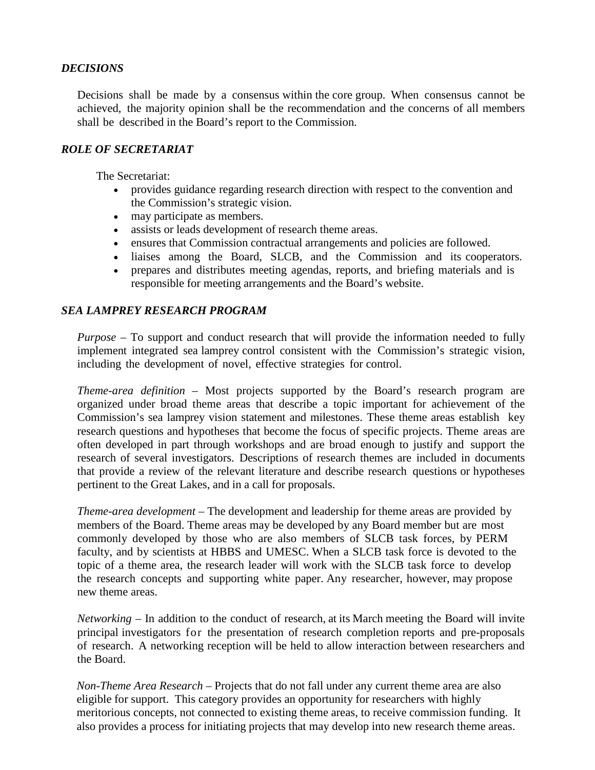### *DECISIONS*

Decisions shall be made by a consensus within the core group. When consensus cannot be achieved, the majority opinion shall be the recommendation and the concerns of all members shall be described in the Board's report to the Commission.

### *ROLE OF SECRETARIAT*

The Secretariat:

- provides guidance regarding research direction with respect to the convention and the Commission's strategic vision.
- may participate as members.
- assists or leads development of research theme areas.
- ensures that Commission contractual arrangements and policies are followed.
- liaises among the Board, SLCB, and the Commission and its cooperators.
- prepares and distributes meeting agendas, reports, and briefing materials and is responsible for meeting arrangements and the Board's website.

### *SEA LAMPREY RESEARCH PROGRAM*

*Purpose* – To support and conduct research that will provide the information needed to fully implement integrated sea lamprey control consistent with the Commission's strategic vision, including the development of novel, effective strategies for control.

*Theme-area definition* – Most projects supported by the Board's research program are organized under broad theme areas that describe a topic important for achievement of the Commission's sea lamprey vision statement and milestones. These theme areas establish key research questions and hypotheses that become the focus of specific projects. Theme areas are often developed in part through workshops and are broad enough to justify and support the research of several investigators. Descriptions of research themes are included in documents that provide a review of the relevant literature and describe research questions or hypotheses pertinent to the Great Lakes, and in a call for proposals.

*Theme-area development* – The development and leadership for theme areas are provided by members of the Board. Theme areas may be developed by any Board member but are most commonly developed by those who are also members of SLCB task forces, by PERM faculty, and by scientists at HBBS and UMESC. When a SLCB task force is devoted to the topic of a theme area, the research leader will work with the SLCB task force to develop the research concepts and supporting white paper. Any researcher, however, may propose new theme areas.

*Networking* – In addition to the conduct of research, at its March meeting the Board will invite principal investigators for the presentation of research completion reports and pre-proposals of research. A networking reception will be held to allow interaction between researchers and the Board.

*Non-Theme Area Research* – Projects that do not fall under any current theme area are also eligible for support. This category provides an opportunity for researchers with highly meritorious concepts, not connected to existing theme areas, to receive commission funding. It also provides a process for initiating projects that may develop into new research theme areas.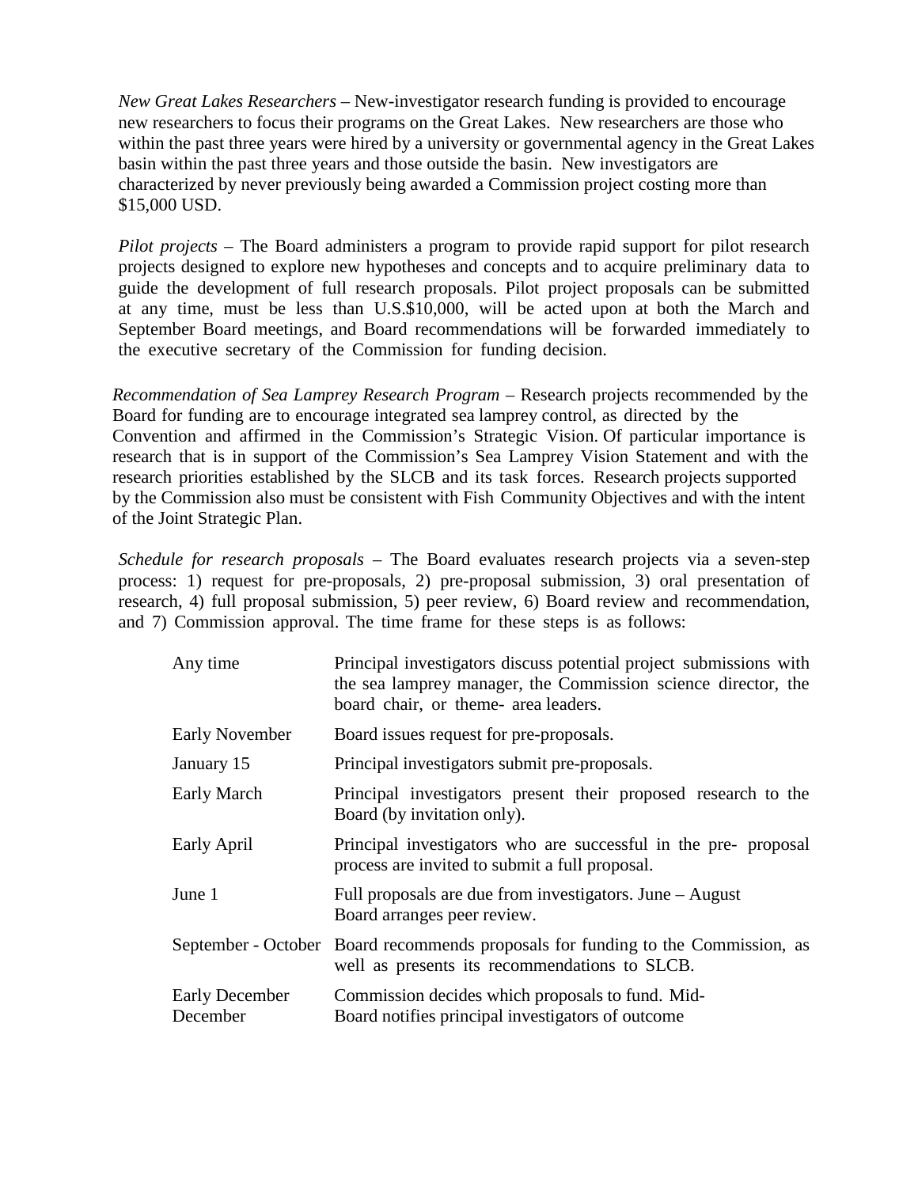*New Great Lakes Researchers* – New-investigator research funding is provided to encourage new researchers to focus their programs on the Great Lakes. New researchers are those who within the past three years were hired by a university or governmental agency in the Great Lakes basin within the past three years and those outside the basin. New investigators are characterized by never previously being awarded a Commission project costing more than $15,000 USD.

*Pilot projects* – The Board administers a program to provide rapid support for pilot research projects designed to explore new hypotheses and concepts and to acquire preliminary data to guide the development of full research proposals. Pilot project proposals can be submitted at any time, must be less than U.S.$10,000, will be acted upon at both the March and September Board meetings, and Board recommendations will be forwarded immediately to the executive secretary of the Commission for funding decision.

*Recommendation of Sea Lamprey Research Program* – Research projects recommended by the Board for funding are to encourage integrated sea lamprey control, as directed by the Convention and affirmed in the Commission's Strategic Vision. Of particular importance is research that is in support of the Commission's Sea Lamprey Vision Statement and with the research priorities established by the SLCB and its task forces. Research projects supported by the Commission also must be consistent with Fish Community Objectives and with the intent of the Joint Strategic Plan.

*Schedule for research proposals* – The Board evaluates research projects via a seven-step process: 1) request for pre-proposals, 2) pre-proposal submission, 3) oral presentation of research, 4) full proposal submission, 5) peer review, 6) Board review and recommendation, and 7) Commission approval. The time frame for these steps is as follows:

| | |
|---|---|
| Any time | Principal investigators discuss potential project submissions with the sea lamprey manager, the Commission science director, the board chair, or theme- area leaders. |
| Early November | Board issues request for pre-proposals. |
| January 15 | Principal investigators submit pre-proposals. |
| Early March | Principal investigators present their proposed research to the Board (by invitation only). |
| Early April | Principal investigators who are successful in the pre- proposal process are invited to submit a full proposal. |
| June 1 | Full proposals are due from investigators. June – August Board arranges peer review. |
| September - October | Board recommends proposals for funding to the Commission, as well as presents its recommendations to SLCB. |
| Early December December | Commission decides which proposals to fund. Mid- Board notifies principal investigators of outcome |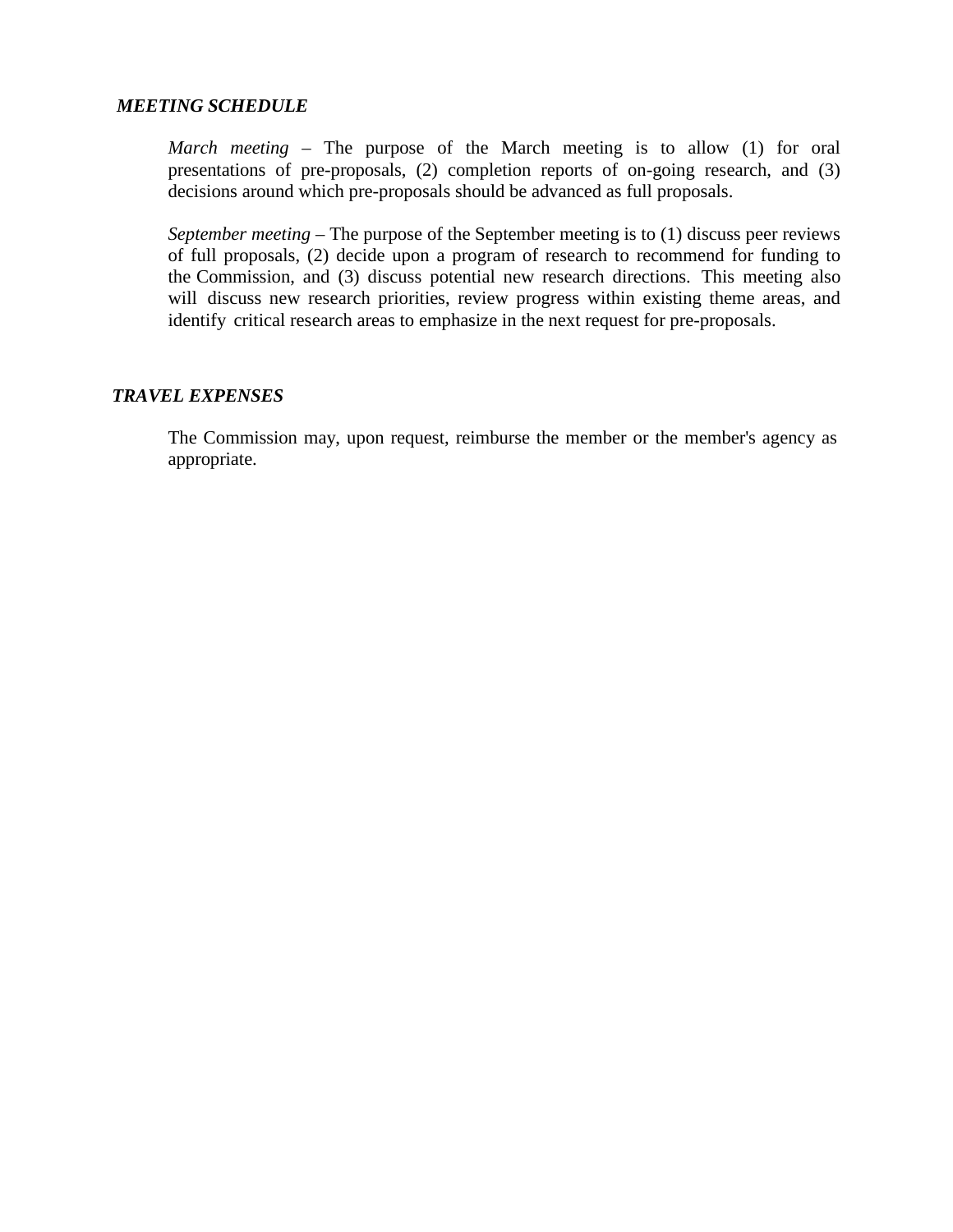### *MEETING SCHEDULE*

*March meeting* – The purpose of the March meeting is to allow (1) for oral presentations of pre-proposals, (2) completion reports of on-going research, and (3) decisions around which pre-proposals should be advanced as full proposals.

*September meeting* – The purpose of the September meeting is to (1) discuss peer reviews of full proposals, (2) decide upon a program of research to recommend for funding to the Commission, and (3) discuss potential new research directions. This meeting also will discuss new research priorities, review progress within existing theme areas, and identify critical research areas to emphasize in the next request for pre-proposals.

### *TRAVEL EXPENSES*

The Commission may, upon request, reimburse the member or the member's agency as appropriate.